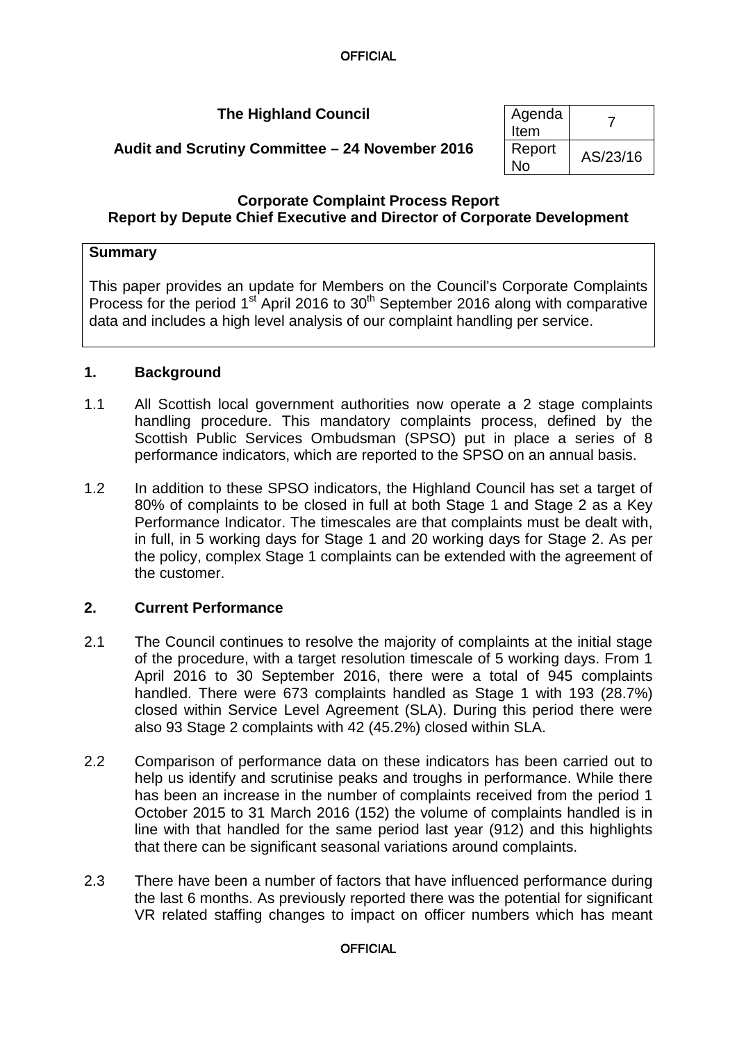**The Highland Council**

**Audit and Scrutiny Committee – 24 November 2016**

| Agenda Item | 7 |
|---|---|
| Report No | AS/23/16 |

**Corporate Complaint Process Report**
**Report by Depute Chief Executive and Director of Corporate Development**

**Summary**

This paper provides an update for Members on the Council's Corporate Complaints Process for the period 1st April 2016 to 30th September 2016 along with comparative data and includes a high level analysis of our complaint handling per service.

## 1. Background

1.1 All Scottish local government authorities now operate a 2 stage complaints handling procedure. This mandatory complaints process, defined by the Scottish Public Services Ombudsman (SPSO) put in place a series of 8 performance indicators, which are reported to the SPSO on an annual basis.

1.2 In addition to these SPSO indicators, the Highland Council has set a target of 80% of complaints to be closed in full at both Stage 1 and Stage 2 as a Key Performance Indicator. The timescales are that complaints must be dealt with, in full, in 5 working days for Stage 1 and 20 working days for Stage 2. As per the policy, complex Stage 1 complaints can be extended with the agreement of the customer.

## 2. Current Performance

2.1 The Council continues to resolve the majority of complaints at the initial stage of the procedure, with a target resolution timescale of 5 working days. From 1 April 2016 to 30 September 2016, there were a total of 945 complaints handled. There were 673 complaints handled as Stage 1 with 193 (28.7%) closed within Service Level Agreement (SLA). During this period there were also 93 Stage 2 complaints with 42 (45.2%) closed within SLA.

2.2 Comparison of performance data on these indicators has been carried out to help us identify and scrutinise peaks and troughs in performance. While there has been an increase in the number of complaints received from the period 1 October 2015 to 31 March 2016 (152) the volume of complaints handled is in line with that handled for the same period last year (912) and this highlights that there can be significant seasonal variations around complaints.

2.3 There have been a number of factors that have influenced performance during the last 6 months. As previously reported there was the potential for significant VR related staffing changes to impact on officer numbers which has meant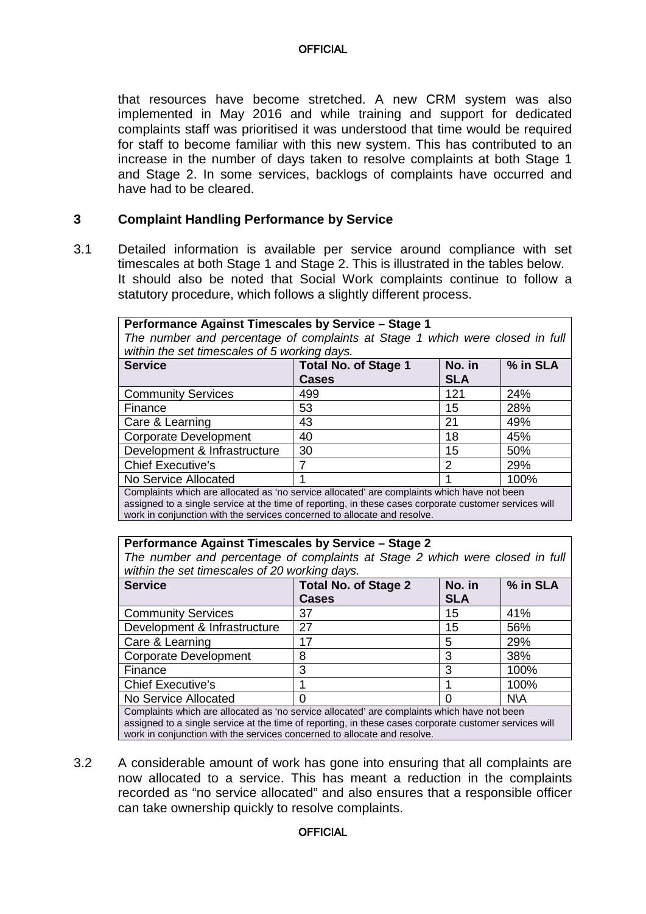that resources have become stretched. A new CRM system was also implemented in May 2016 and while training and support for dedicated complaints staff was prioritised it was understood that time would be required for staff to become familiar with this new system. This has contributed to an increase in the number of days taken to resolve complaints at both Stage 1 and Stage 2. In some services, backlogs of complaints have occurred and have had to be cleared.

## 3 Complaint Handling Performance by Service

3.1 Detailed information is available per service around compliance with set timescales at both Stage 1 and Stage 2. This is illustrated in the tables below. It should also be noted that Social Work complaints continue to follow a statutory procedure, which follows a slightly different process.

**Performance Against Timescales by Service – Stage 1**

*The number and percentage of complaints at Stage 1 which were closed in full within the set timescales of 5 working days.*

| Service | Total No. of Stage 1 Cases | No. in SLA | % in SLA |
|---|---|---|---|
| Community Services | 499 | 121 | 24% |
| Finance | 53 | 15 | 28% |
| Care & Learning | 43 | 21 | 49% |
| Corporate Development | 40 | 18 | 45% |
| Development & Infrastructure | 30 | 15 | 50% |
| Chief Executive's | 7 | 2 | 29% |
| No Service Allocated | 1 | 1 | 100% |

Complaints which are allocated as 'no service allocated' are complaints which have not been assigned to a single service at the time of reporting, in these cases corporate customer services will work in conjunction with the services concerned to allocate and resolve.

**Performance Against Timescales by Service – Stage 2**

*The number and percentage of complaints at Stage 2 which were closed in full within the set timescales of 20 working days.*

| Service | Total No. of Stage 2 Cases | No. in SLA | % in SLA |
|---|---|---|---|
| Community Services | 37 | 15 | 41% |
| Development & Infrastructure | 27 | 15 | 56% |
| Care & Learning | 17 | 5 | 29% |
| Corporate Development | 8 | 3 | 38% |
| Finance | 3 | 3 | 100% |
| Chief Executive's | 1 | 1 | 100% |
| No Service Allocated | 0 | 0 | N\A |

Complaints which are allocated as 'no service allocated' are complaints which have not been assigned to a single service at the time of reporting, in these cases corporate customer services will work in conjunction with the services concerned to allocate and resolve.

3.2 A considerable amount of work has gone into ensuring that all complaints are now allocated to a service. This has meant a reduction in the complaints recorded as "no service allocated" and also ensures that a responsible officer can take ownership quickly to resolve complaints.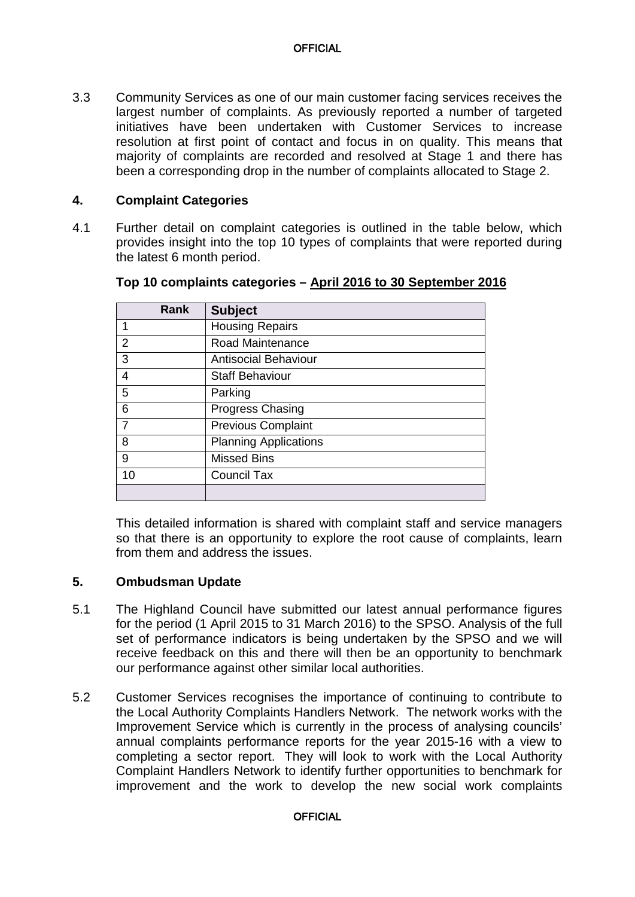3.3 Community Services as one of our main customer facing services receives the largest number of complaints. As previously reported a number of targeted initiatives have been undertaken with Customer Services to increase resolution at first point of contact and focus in on quality. This means that majority of complaints are recorded and resolved at Stage 1 and there has been a corresponding drop in the number of complaints allocated to Stage 2.

## 4. Complaint Categories

4.1 Further detail on complaint categories is outlined in the table below, which provides insight into the top 10 types of complaints that were reported during the latest 6 month period.

**Top 10 complaints categories – April 2016 to 30 September 2016**

| Rank | Subject |
|---|---|
| 1 | Housing Repairs |
| 2 | Road Maintenance |
| 3 | Antisocial Behaviour |
| 4 | Staff Behaviour |
| 5 | Parking |
| 6 | Progress Chasing |
| 7 | Previous Complaint |
| 8 | Planning Applications |
| 9 | Missed Bins |
| 10 | Council Tax |
| | |

This detailed information is shared with complaint staff and service managers so that there is an opportunity to explore the root cause of complaints, learn from them and address the issues.

## 5. Ombudsman Update

5.1 The Highland Council have submitted our latest annual performance figures for the period (1 April 2015 to 31 March 2016) to the SPSO. Analysis of the full set of performance indicators is being undertaken by the SPSO and we will receive feedback on this and there will then be an opportunity to benchmark our performance against other similar local authorities.

5.2 Customer Services recognises the importance of continuing to contribute to the Local Authority Complaints Handlers Network. The network works with the Improvement Service which is currently in the process of analysing councils' annual complaints performance reports for the year 2015-16 with a view to completing a sector report. They will look to work with the Local Authority Complaint Handlers Network to identify further opportunities to benchmark for improvement and the work to develop the new social work complaints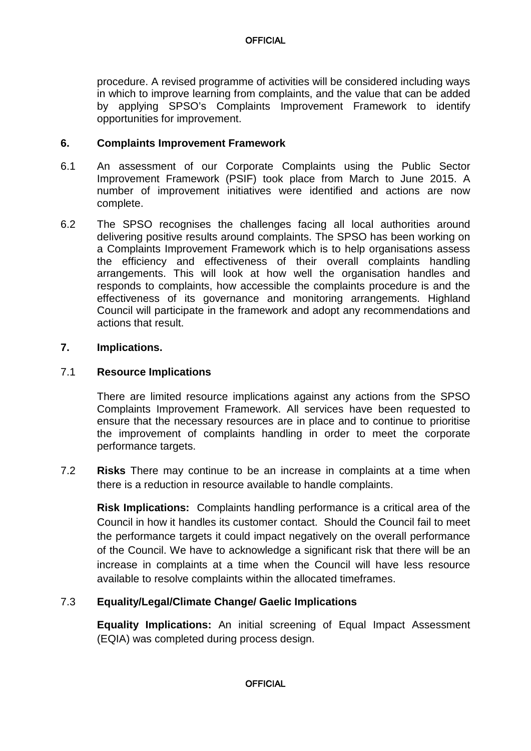procedure. A revised programme of activities will be considered including ways in which to improve learning from complaints, and the value that can be added by applying SPSO's Complaints Improvement Framework to identify opportunities for improvement.

## 6. Complaints Improvement Framework

6.1 An assessment of our Corporate Complaints using the Public Sector Improvement Framework (PSIF) took place from March to June 2015. A number of improvement initiatives were identified and actions are now complete.

6.2 The SPSO recognises the challenges facing all local authorities around delivering positive results around complaints. The SPSO has been working on a Complaints Improvement Framework which is to help organisations assess the efficiency and effectiveness of their overall complaints handling arrangements. This will look at how well the organisation handles and responds to complaints, how accessible the complaints procedure is and the effectiveness of its governance and monitoring arrangements. Highland Council will participate in the framework and adopt any recommendations and actions that result.

## 7. Implications.

### 7.1 Resource Implications

There are limited resource implications against any actions from the SPSO Complaints Improvement Framework. All services have been requested to ensure that the necessary resources are in place and to continue to prioritise the improvement of complaints handling in order to meet the corporate performance targets.

7.2 **Risks** There may continue to be an increase in complaints at a time when there is a reduction in resource available to handle complaints.

**Risk Implications:** Complaints handling performance is a critical area of the Council in how it handles its customer contact. Should the Council fail to meet the performance targets it could impact negatively on the overall performance of the Council. We have to acknowledge a significant risk that there will be an increase in complaints at a time when the Council will have less resource available to resolve complaints within the allocated timeframes.

### 7.3 Equality/Legal/Climate Change/ Gaelic Implications

**Equality Implications:** An initial screening of Equal Impact Assessment (EQIA) was completed during process design.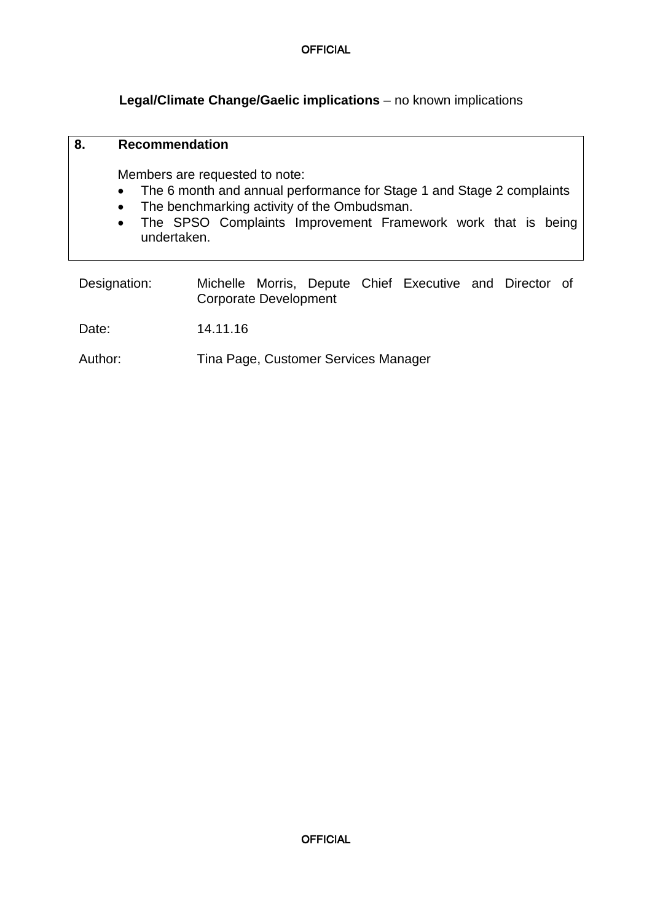**Legal/Climate Change/Gaelic implications** – no known implications

## 8. Recommendation

Members are requested to note:

- The 6 month and annual performance for Stage 1 and Stage 2 complaints
- The benchmarking activity of the Ombudsman.
- The SPSO Complaints Improvement Framework work that is being undertaken.

| | |
|---|---|
| Designation: | Michelle Morris, Depute Chief Executive and Director of Corporate Development |
| Date: | 14.11.16 |
| Author: | Tina Page, Customer Services Manager |